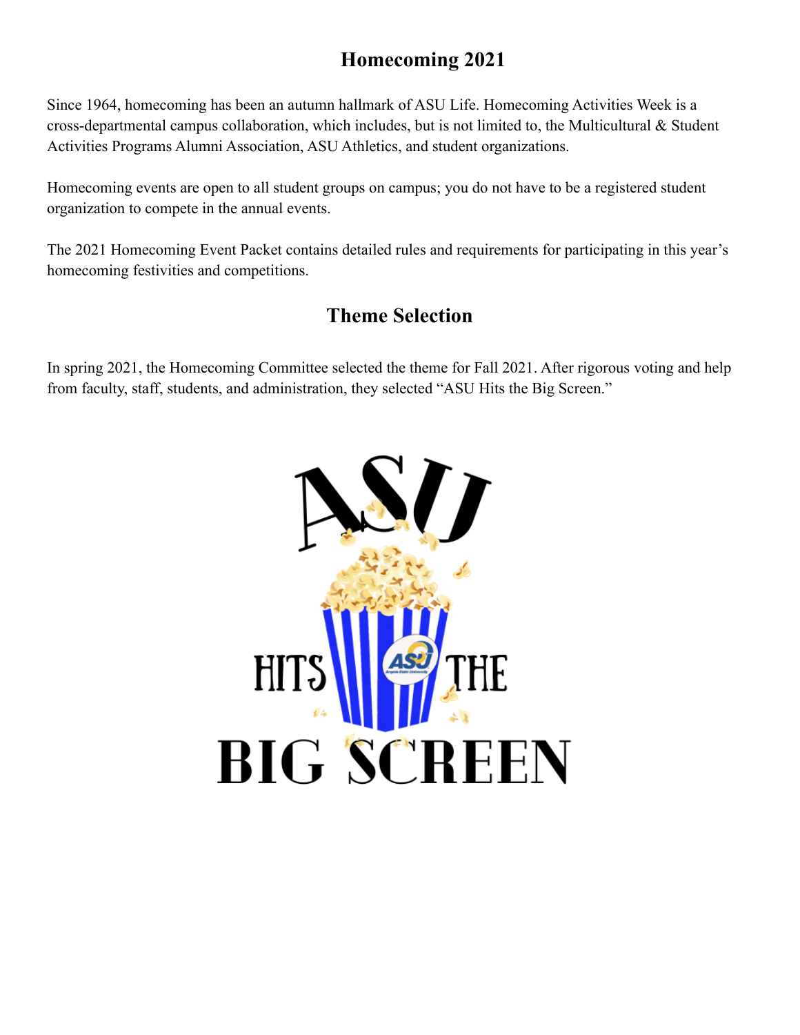# Homecoming 2021

Since 1964, homecoming has been an autumn hallmark of ASU Life. Homecoming Activities Week is a cross-departmental campus collaboration, which includes, but is not limited to, the Multicultural & Student Activities Programs Alumni Association, ASU Athletics, and student organizations.

Homecoming events are open to all student groups on campus; you do not have to be a registered student organization to compete in the annual events.

The 2021 Homecoming Event Packet contains detailed rules and requirements for participating in this year's homecoming festivities and competitions.

## Theme Selection

In spring 2021, the Homecoming Committee selected the theme for Fall 2021. After rigorous voting and help from faculty, staff, students, and administration, they selected "ASU Hits the Big Screen."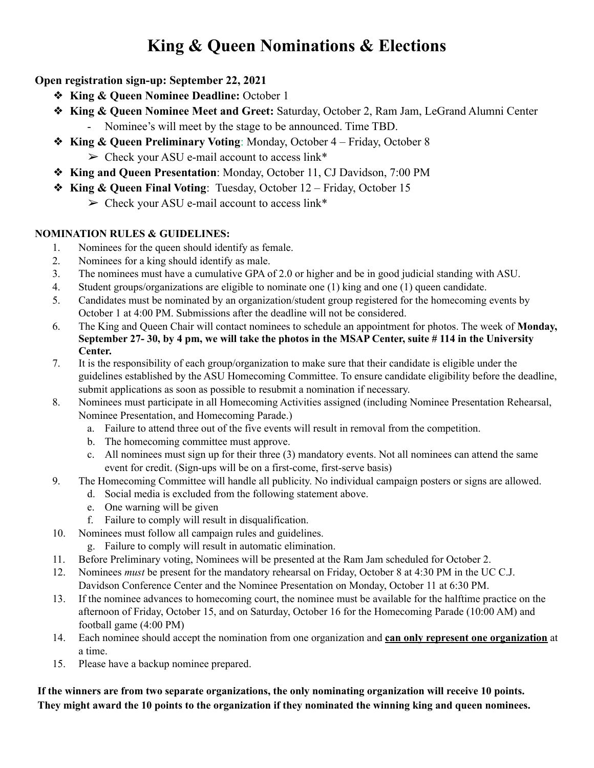# King & Queen Nominations & Elections

**Open registration sign-up: September 22, 2021**

- **King & Queen Nominee Deadline:** October 1
- **King & Queen Nominee Meet and Greet:** Saturday, October 2, Ram Jam, LeGrand Alumni Center
  - Nominee's will meet by the stage to be announced. Time TBD.
- **King & Queen Preliminary Voting**: Monday, October 4 – Friday, October 8
  - Check your ASU e-mail account to access link*
- **King and Queen Presentation**: Monday, October 11, CJ Davidson, 7:00 PM
- **King & Queen Final Voting**: Tuesday, October 12 – Friday, October 15
  - Check your ASU e-mail account to access link*

**NOMINATION RULES & GUIDELINES:**

1. Nominees for the queen should identify as female.
2. Nominees for a king should identify as male.
3. The nominees must have a cumulative GPA of 2.0 or higher and be in good judicial standing with ASU.
4. Student groups/organizations are eligible to nominate one (1) king and one (1) queen candidate.
5. Candidates must be nominated by an organization/student group registered for the homecoming events by October 1 at 4:00 PM. Submissions after the deadline will not be considered.
6. The King and Queen Chair will contact nominees to schedule an appointment for photos. The week of **Monday, September 27- 30, by 4 pm, we will take the photos in the MSAP Center, suite # 114 in the University Center.**
7. It is the responsibility of each group/organization to make sure that their candidate is eligible under the guidelines established by the ASU Homecoming Committee. To ensure candidate eligibility before the deadline, submit applications as soon as possible to resubmit a nomination if necessary.
8. Nominees must participate in all Homecoming Activities assigned (including Nominee Presentation Rehearsal, Nominee Presentation, and Homecoming Parade.)
   a. Failure to attend three out of the five events will result in removal from the competition.
   b. The homecoming committee must approve.
   c. All nominees must sign up for their three (3) mandatory events. Not all nominees can attend the same event for credit. (Sign-ups will be on a first-come, first-serve basis)
9. The Homecoming Committee will handle all publicity. No individual campaign posters or signs are allowed.
   d. Social media is excluded from the following statement above.
   e. One warning will be given
   f. Failure to comply will result in disqualification.
10. Nominees must follow all campaign rules and guidelines.
    g. Failure to comply will result in automatic elimination.
11. Before Preliminary voting, Nominees will be presented at the Ram Jam scheduled for October 2.
12. Nominees *must* be present for the mandatory rehearsal on Friday, October 8 at 4:30 PM in the UC C.J. Davidson Conference Center and the Nominee Presentation on Monday, October 11 at 6:30 PM.
13. If the nominee advances to homecoming court, the nominee must be available for the halftime practice on the afternoon of Friday, October 15, and on Saturday, October 16 for the Homecoming Parade (10:00 AM) and football game (4:00 PM)
14. Each nominee should accept the nomination from one organization and **<u>can only represent one organization</u>** at a time.
15. Please have a backup nominee prepared.

**If the winners are from two separate organizations, the only nominating organization will receive 10 points. They might award the 10 points to the organization if they nominated the winning king and queen nominees.**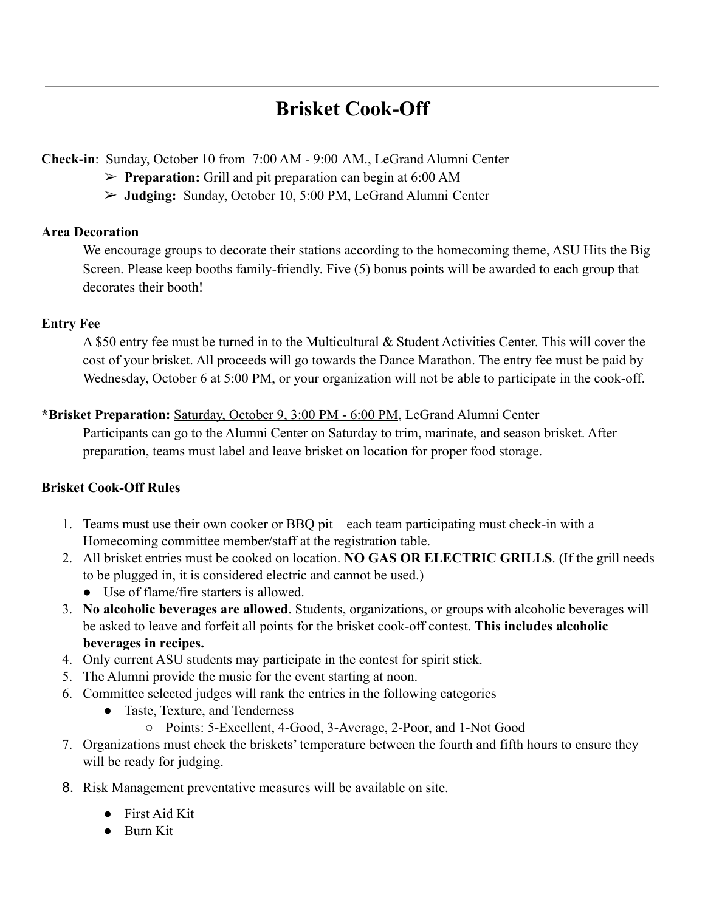# Brisket Cook-Off

**Check-in**: Sunday, October 10 from 7:00 AM - 9:00 AM., LeGrand Alumni Center

- ➢ **Preparation:** Grill and pit preparation can begin at 6:00 AM
- ➢ **Judging:** Sunday, October 10, 5:00 PM, LeGrand Alumni Center

**Area Decoration**

We encourage groups to decorate their stations according to the homecoming theme, ASU Hits the Big Screen. Please keep booths family-friendly. Five (5) bonus points will be awarded to each group that decorates their booth!

**Entry Fee**

A $50 entry fee must be turned in to the Multicultural & Student Activities Center. This will cover the cost of your brisket. All proceeds will go towards the Dance Marathon. The entry fee must be paid by Wednesday, October 6 at 5:00 PM, or your organization will not be able to participate in the cook-off.

***Brisket Preparation:** <u>Saturday, October 9, 3:00 PM - 6:00 PM</u>, LeGrand Alumni Center

Participants can go to the Alumni Center on Saturday to trim, marinate, and season brisket. After preparation, teams must label and leave brisket on location for proper food storage.

**Brisket Cook-Off Rules**

1. Teams must use their own cooker or BBQ pit—each team participating must check-in with a Homecoming committee member/staff at the registration table.
2. All brisket entries must be cooked on location. **NO GAS OR ELECTRIC GRILLS**. (If the grill needs to be plugged in, it is considered electric and cannot be used.)
   - Use of flame/fire starters is allowed.
3. **No alcoholic beverages are allowed**. Students, organizations, or groups with alcoholic beverages will be asked to leave and forfeit all points for the brisket cook-off contest. **This includes alcoholic beverages in recipes.**
4. Only current ASU students may participate in the contest for spirit stick.
5. The Alumni provide the music for the event starting at noon.
6. Committee selected judges will rank the entries in the following categories
   - Taste, Texture, and Tenderness
     - Points: 5-Excellent, 4-Good, 3-Average, 2-Poor, and 1-Not Good
7. Organizations must check the briskets' temperature between the fourth and fifth hours to ensure they will be ready for judging.
8. Risk Management preventative measures will be available on site.
   - First Aid Kit
   - Burn Kit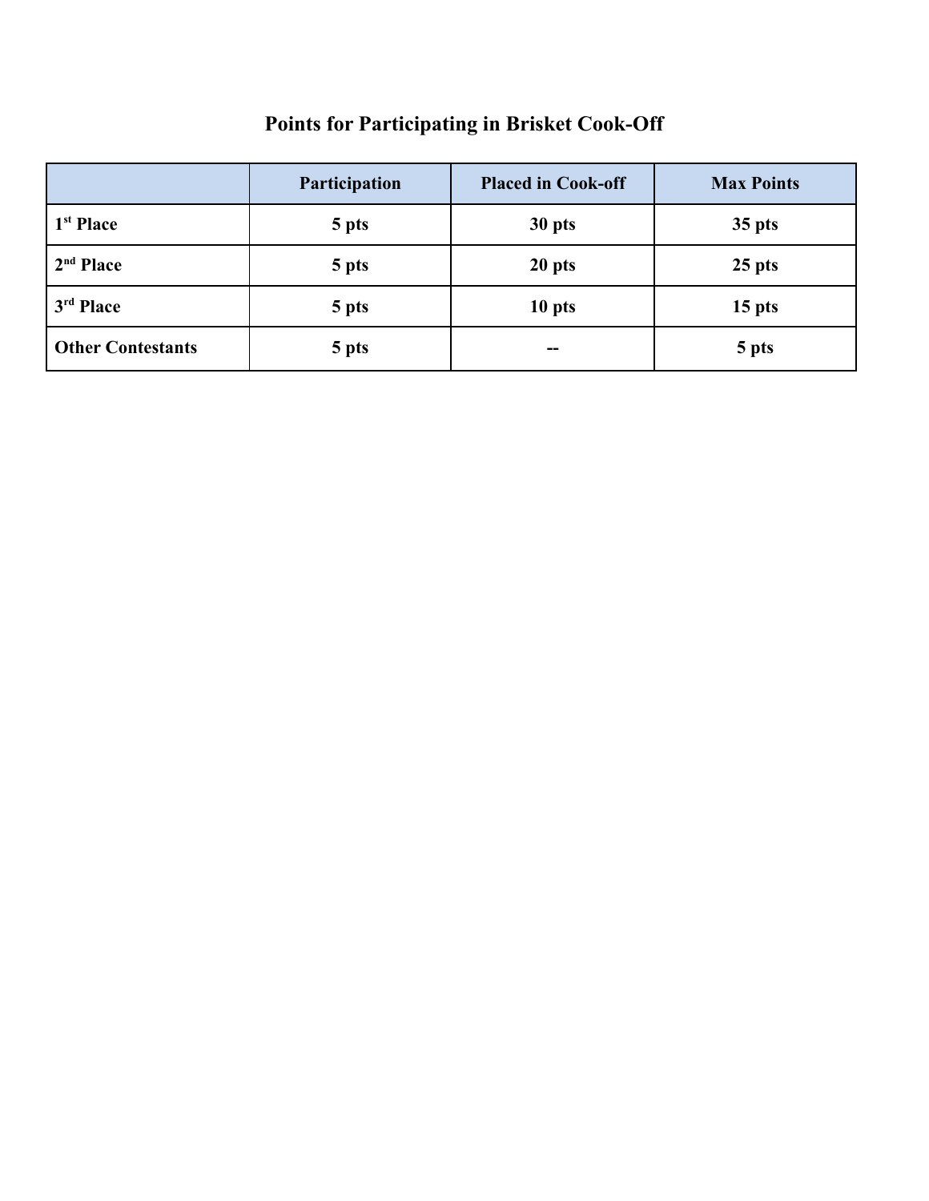## Points for Participating in Brisket Cook-Off

| | Participation | Placed in Cook-off | Max Points |
|---|---|---|---|
| **1st Place** | **5 pts** | **30 pts** | **35 pts** |
| **2nd Place** | **5 pts** | **20 pts** | **25 pts** |
| **3rd Place** | **5 pts** | **10 pts** | **15 pts** |
| **Other Contestants** | **5 pts** | **--** | **5 pts** |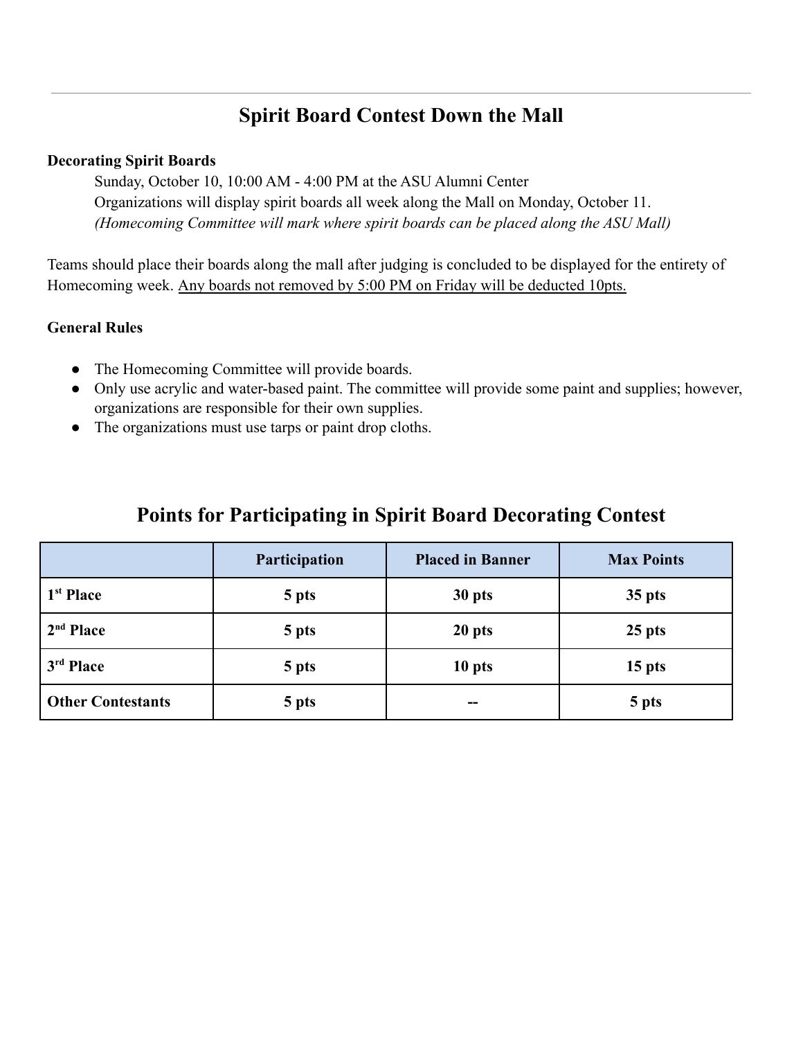## Spirit Board Contest Down the Mall

**Decorating Spirit Boards**

Sunday, October 10, 10:00 AM - 4:00 PM at the ASU Alumni Center
Organizations will display spirit boards all week along the Mall on Monday, October 11.
*(Homecoming Committee will mark where spirit boards can be placed along the ASU Mall)*

Teams should place their boards along the mall after judging is concluded to be displayed for the entirety of Homecoming week. <u>Any boards not removed by 5:00 PM on Friday will be deducted 10pts.</u>

**General Rules**

- The Homecoming Committee will provide boards.
- Only use acrylic and water-based paint. The committee will provide some paint and supplies; however, organizations are responsible for their own supplies.
- The organizations must use tarps or paint drop cloths.

## Points for Participating in Spirit Board Decorating Contest

| | Participation | Placed in Banner | Max Points |
|---|---|---|---|
| **1st Place** | **5 pts** | **30 pts** | **35 pts** |
| **2nd Place** | **5 pts** | **20 pts** | **25 pts** |
| **3rd Place** | **5 pts** | **10 pts** | **15 pts** |
| **Other Contestants** | **5 pts** | **--** | **5 pts** |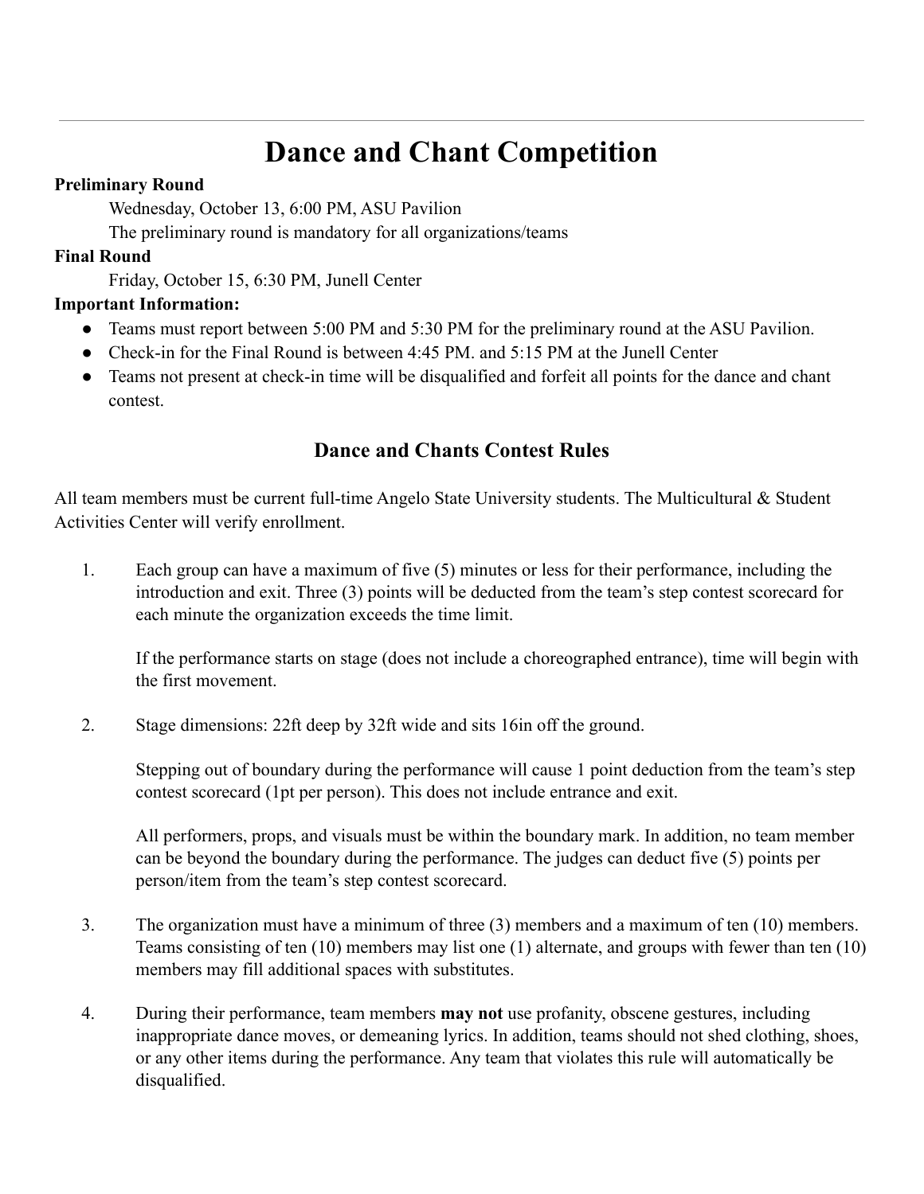# Dance and Chant Competition

**Preliminary Round**

Wednesday, October 13, 6:00 PM, ASU Pavilion

The preliminary round is mandatory for all organizations/teams

**Final Round**

Friday, October 15, 6:30 PM, Junell Center

**Important Information:**

- Teams must report between 5:00 PM and 5:30 PM for the preliminary round at the ASU Pavilion.
- Check-in for the Final Round is between 4:45 PM. and 5:15 PM at the Junell Center
- Teams not present at check-in time will be disqualified and forfeit all points for the dance and chant contest.

## Dance and Chants Contest Rules

All team members must be current full-time Angelo State University students. The Multicultural & Student Activities Center will verify enrollment.

1. Each group can have a maximum of five (5) minutes or less for their performance, including the introduction and exit. Three (3) points will be deducted from the team's step contest scorecard for each minute the organization exceeds the time limit.

   If the performance starts on stage (does not include a choreographed entrance), time will begin with the first movement.

2. Stage dimensions: 22ft deep by 32ft wide and sits 16in off the ground.

   Stepping out of boundary during the performance will cause 1 point deduction from the team's step contest scorecard (1pt per person). This does not include entrance and exit.

   All performers, props, and visuals must be within the boundary mark. In addition, no team member can be beyond the boundary during the performance. The judges can deduct five (5) points per person/item from the team's step contest scorecard.

3. The organization must have a minimum of three (3) members and a maximum of ten (10) members. Teams consisting of ten (10) members may list one (1) alternate, and groups with fewer than ten (10) members may fill additional spaces with substitutes.

4. During their performance, team members **may not** use profanity, obscene gestures, including inappropriate dance moves, or demeaning lyrics. In addition, teams should not shed clothing, shoes, or any other items during the performance. Any team that violates this rule will automatically be disqualified.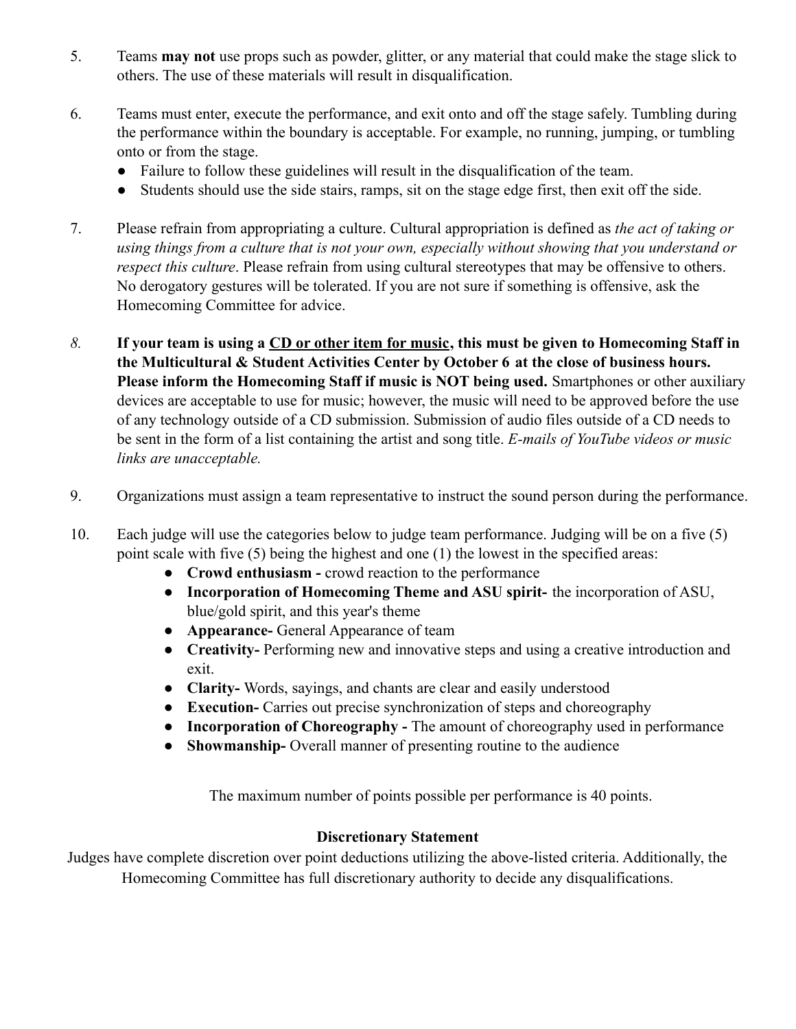5. Teams **may not** use props such as powder, glitter, or any material that could make the stage slick to others. The use of these materials will result in disqualification.

6. Teams must enter, execute the performance, and exit onto and off the stage safely. Tumbling during the performance within the boundary is acceptable. For example, no running, jumping, or tumbling onto or from the stage.
   - Failure to follow these guidelines will result in the disqualification of the team.
   - Students should use the side stairs, ramps, sit on the stage edge first, then exit off the side.

7. Please refrain from appropriating a culture. Cultural appropriation is defined as *the act of taking or using things from a culture that is not your own, especially without showing that you understand or respect this culture*. Please refrain from using cultural stereotypes that may be offensive to others. No derogatory gestures will be tolerated. If you are not sure if something is offensive, ask the Homecoming Committee for advice.

8. **If your team is using a <u>CD or other item for music</u>, this must be given to Homecoming Staff in the Multicultural & Student Activities Center by October 6 at the close of business hours. Please inform the Homecoming Staff if music is NOT being used.** Smartphones or other auxiliary devices are acceptable to use for music; however, the music will need to be approved before the use of any technology outside of a CD submission. Submission of audio files outside of a CD needs to be sent in the form of a list containing the artist and song title. *E-mails of YouTube videos or music links are unacceptable.*

9. Organizations must assign a team representative to instruct the sound person during the performance.

10. Each judge will use the categories below to judge team performance. Judging will be on a five (5) point scale with five (5) being the highest and one (1) the lowest in the specified areas:
    - **Crowd enthusiasm -** crowd reaction to the performance
    - **Incorporation of Homecoming Theme and ASU spirit-** the incorporation of ASU, blue/gold spirit, and this year's theme
    - **Appearance-** General Appearance of team
    - **Creativity-** Performing new and innovative steps and using a creative introduction and exit.
    - **Clarity-** Words, sayings, and chants are clear and easily understood
    - **Execution-** Carries out precise synchronization of steps and choreography
    - **Incorporation of Choreography -** The amount of choreography used in performance
    - **Showmanship-** Overall manner of presenting routine to the audience

The maximum number of points possible per performance is 40 points.

**Discretionary Statement**

Judges have complete discretion over point deductions utilizing the above-listed criteria. Additionally, the Homecoming Committee has full discretionary authority to decide any disqualifications.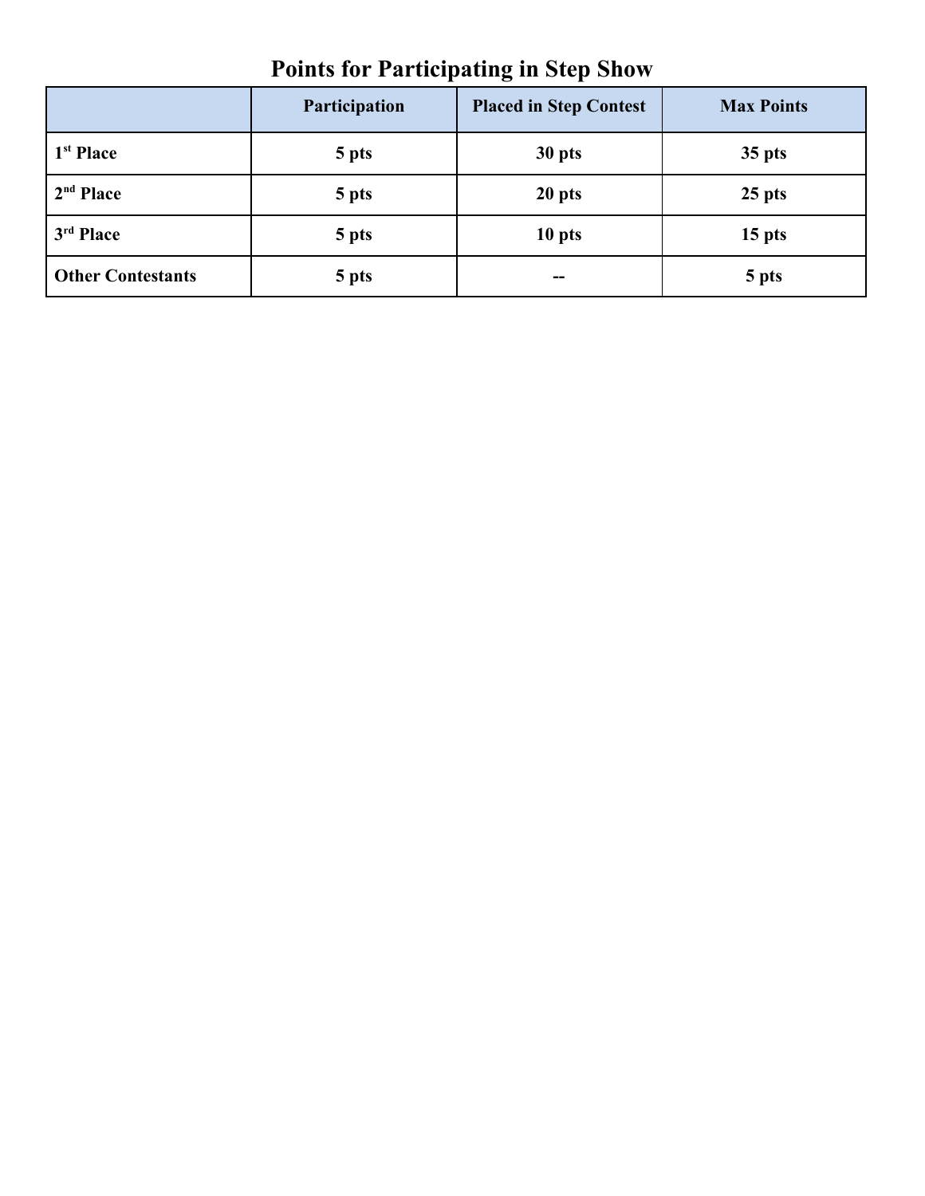# Points for Participating in Step Show

| | Participation | Placed in Step Contest | Max Points |
|---|---|---|---|
| **1st Place** | **5 pts** | **30 pts** | **35 pts** |
| **2nd Place** | **5 pts** | **20 pts** | **25 pts** |
| **3rd Place** | **5 pts** | **10 pts** | **15 pts** |
| **Other Contestants** | **5 pts** | **--** | **5 pts** |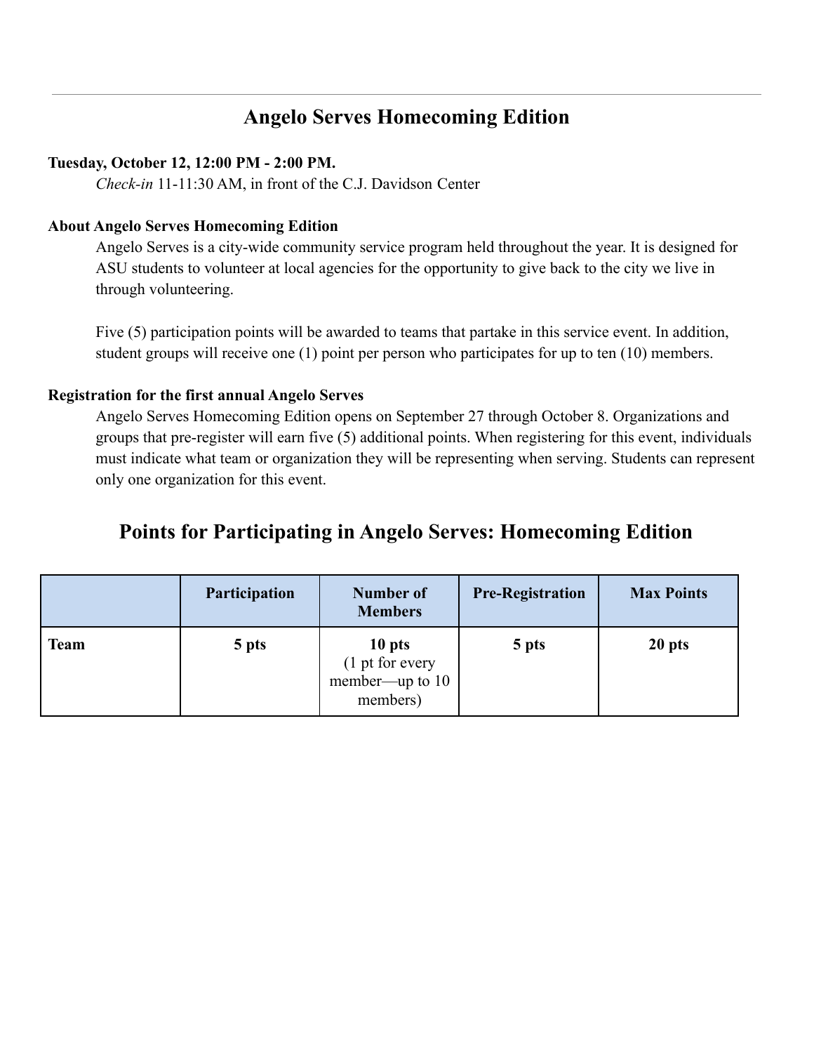## Angelo Serves Homecoming Edition

**Tuesday, October 12, 12:00 PM - 2:00 PM.**

*Check-in* 11-11:30 AM, in front of the C.J. Davidson Center

**About Angelo Serves Homecoming Edition**

Angelo Serves is a city-wide community service program held throughout the year. It is designed for ASU students to volunteer at local agencies for the opportunity to give back to the city we live in through volunteering.

Five (5) participation points will be awarded to teams that partake in this service event. In addition, student groups will receive one (1) point per person who participates for up to ten (10) members.

**Registration for the first annual Angelo Serves**

Angelo Serves Homecoming Edition opens on September 27 through October 8. Organizations and groups that pre-register will earn five (5) additional points. When registering for this event, individuals must indicate what team or organization they will be representing when serving. Students can represent only one organization for this event.

## Points for Participating in Angelo Serves: Homecoming Edition

| | Participation | Number of Members | Pre-Registration | Max Points |
|---|---|---|---|---|
| **Team** | **5 pts** | **10 pts** (1 pt for every member—up to 10 members) | **5 pts** | **20 pts** |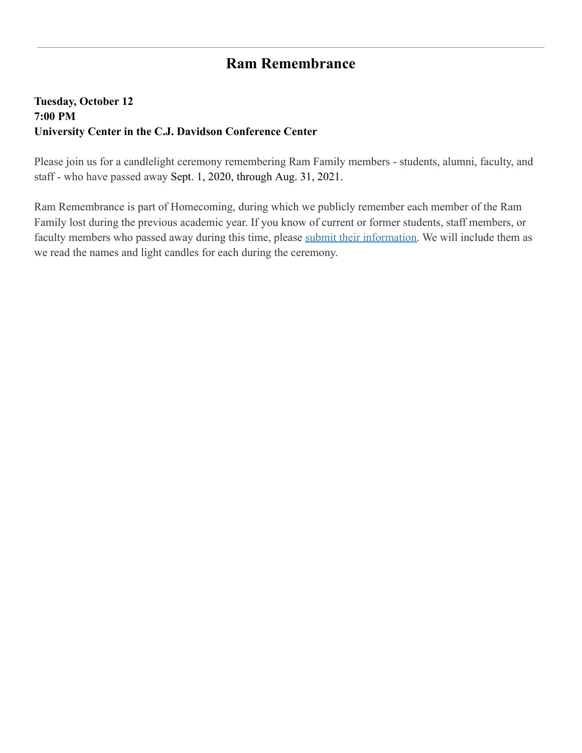## Ram Remembrance

**Tuesday, October 12**
**7:00 PM**
**University Center in the C.J. Davidson Conference Center**

Please join us for a candlelight ceremony remembering Ram Family members - students, alumni, faculty, and staff - who have passed away Sept. 1, 2020, through Aug. 31, 2021.

Ram Remembrance is part of Homecoming, during which we publicly remember each member of the Ram Family lost during the previous academic year. If you know of current or former students, staff members, or faculty members who passed away during this time, please submit their information. We will include them as we read the names and light candles for each during the ceremony.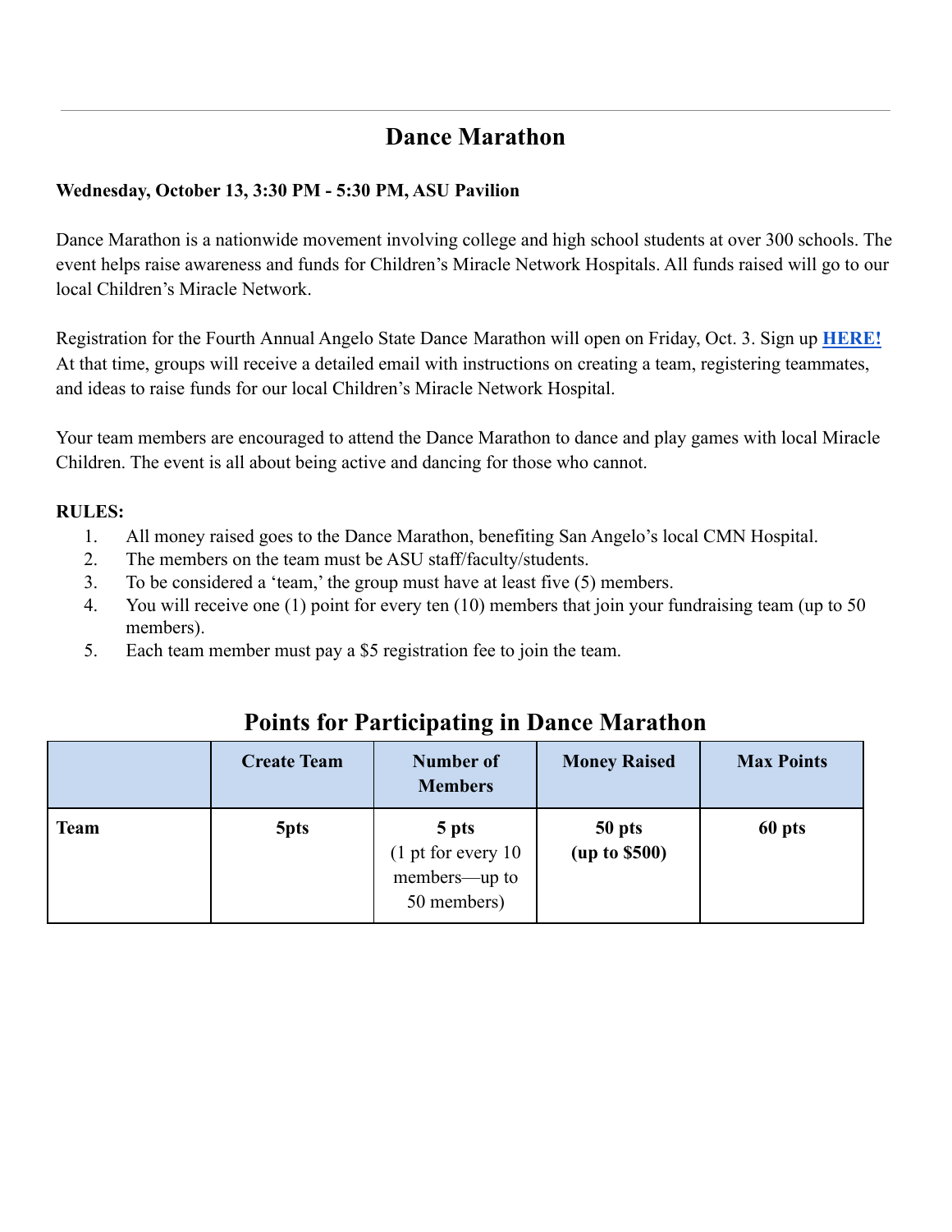---

## Dance Marathon

**Wednesday, October 13, 3:30 PM - 5:30 PM, ASU Pavilion**

Dance Marathon is a nationwide movement involving college and high school students at over 300 schools. The event helps raise awareness and funds for Children's Miracle Network Hospitals. All funds raised will go to our local Children's Miracle Network.

Registration for the Fourth Annual Angelo State Dance Marathon will open on Friday, Oct. 3. Sign up **HERE!** At that time, groups will receive a detailed email with instructions on creating a team, registering teammates, and ideas to raise funds for our local Children's Miracle Network Hospital.

Your team members are encouraged to attend the Dance Marathon to dance and play games with local Miracle Children. The event is all about being active and dancing for those who cannot.

**RULES:**

1. All money raised goes to the Dance Marathon, benefiting San Angelo's local CMN Hospital.
2. The members on the team must be ASU staff/faculty/students.
3. To be considered a 'team,' the group must have at least five (5) members.
4. You will receive one (1) point for every ten (10) members that join your fundraising team (up to 50 members).
5. Each team member must pay a $5 registration fee to join the team.

## Points for Participating in Dance Marathon

| | Create Team | Number of Members | Money Raised | Max Points |
|---|---|---|---|---|
| **Team** | **5pts** | **5 pts** (1 pt for every 10 members—up to 50 members) | **50 pts (up to $500)** | **60 pts** |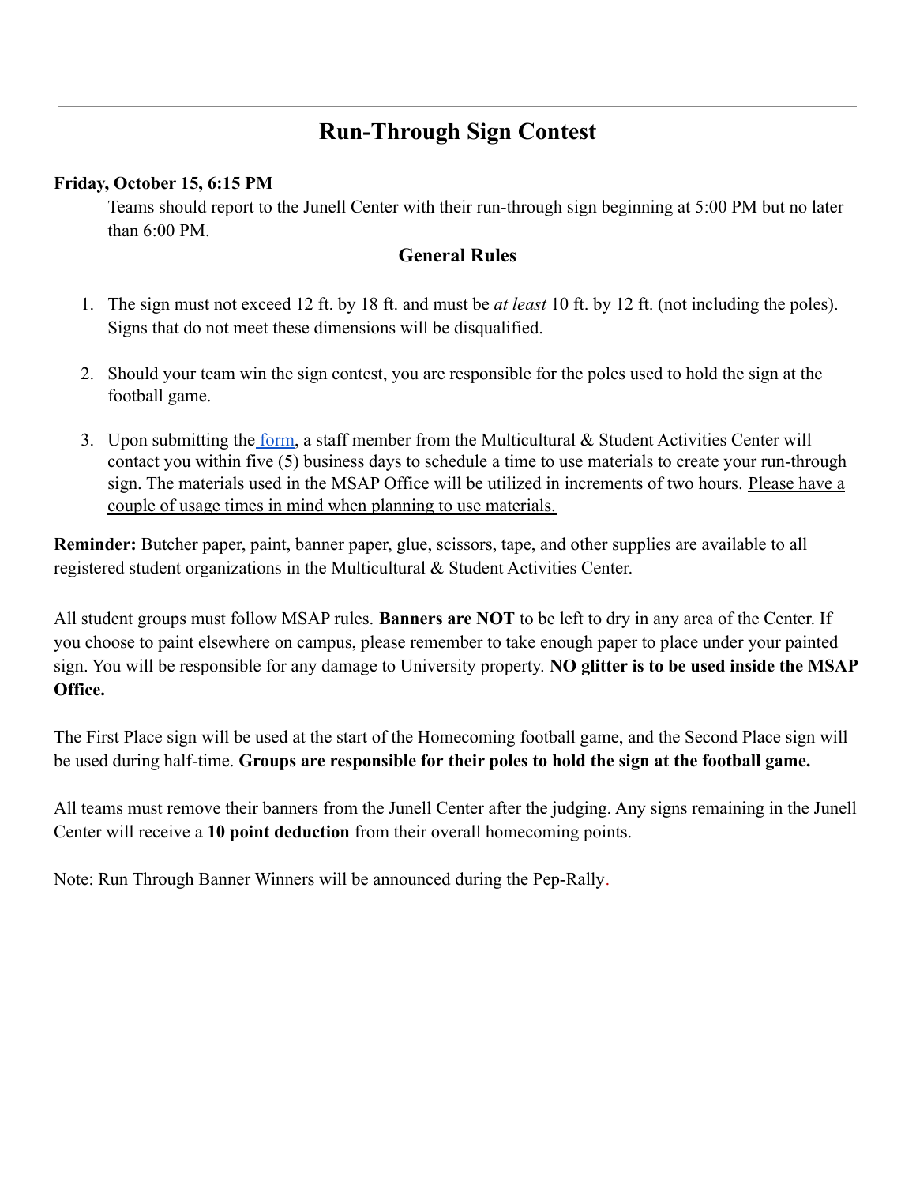---

# Run-Through Sign Contest

**Friday, October 15, 6:15 PM**

Teams should report to the Junell Center with their run-through sign beginning at 5:00 PM but no later than 6:00 PM.

## General Rules

1. The sign must not exceed 12 ft. by 18 ft. and must be *at least* 10 ft. by 12 ft. (not including the poles). Signs that do not meet these dimensions will be disqualified.

2. Should your team win the sign contest, you are responsible for the poles used to hold the sign at the football game.

3. Upon submitting the form, a staff member from the Multicultural & Student Activities Center will contact you within five (5) business days to schedule a time to use materials to create your run-through sign. The materials used in the MSAP Office will be utilized in increments of two hours. <u>Please have a couple of usage times in mind when planning to use materials.</u>

**Reminder:** Butcher paper, paint, banner paper, glue, scissors, tape, and other supplies are available to all registered student organizations in the Multicultural & Student Activities Center.

All student groups must follow MSAP rules. **Banners are NOT** to be left to dry in any area of the Center. If you choose to paint elsewhere on campus, please remember to take enough paper to place under your painted sign. You will be responsible for any damage to University property. **NO glitter is to be used inside the MSAP Office.**

The First Place sign will be used at the start of the Homecoming football game, and the Second Place sign will be used during half-time. **Groups are responsible for their poles to hold the sign at the football game.**

All teams must remove their banners from the Junell Center after the judging. Any signs remaining in the Junell Center will receive a **10 point deduction** from their overall homecoming points.

Note: Run Through Banner Winners will be announced during the Pep-Rally.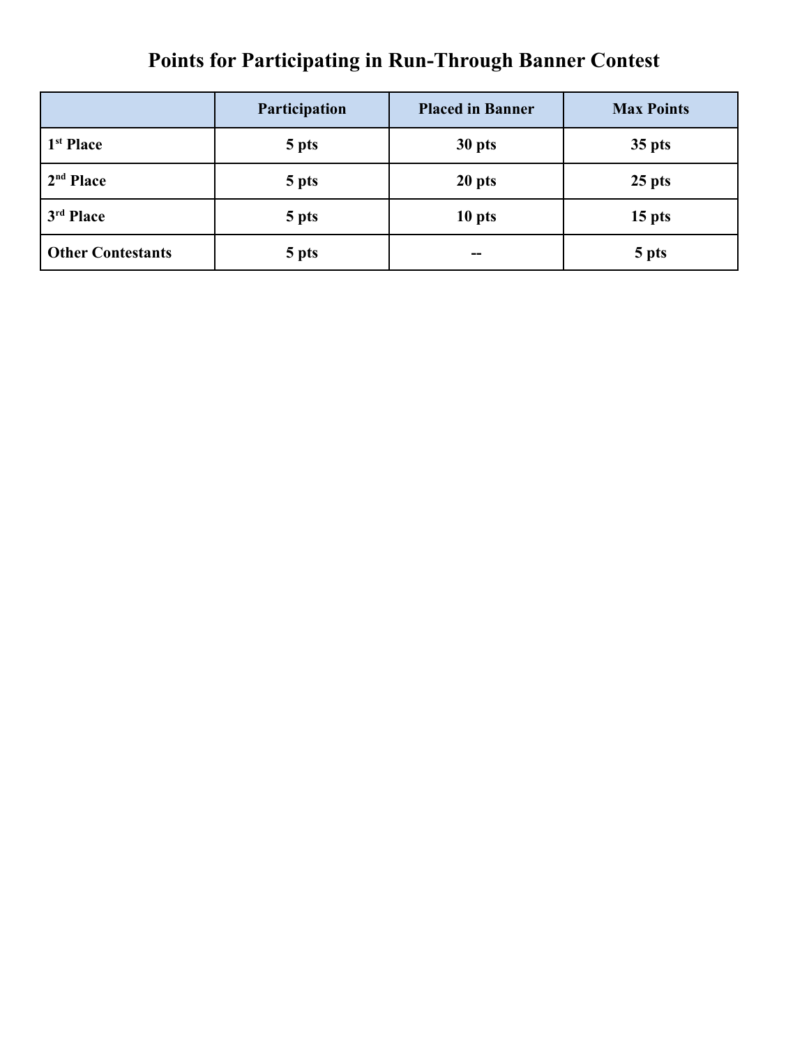# Points for Participating in Run-Through Banner Contest

| | Participation | Placed in Banner | Max Points |
|---|---|---|---|
| **1st Place** | **5 pts** | **30 pts** | **35 pts** |
| **2nd Place** | **5 pts** | **20 pts** | **25 pts** |
| **3rd Place** | **5 pts** | **10 pts** | **15 pts** |
| **Other Contestants** | **5 pts** | **--** | **5 pts** |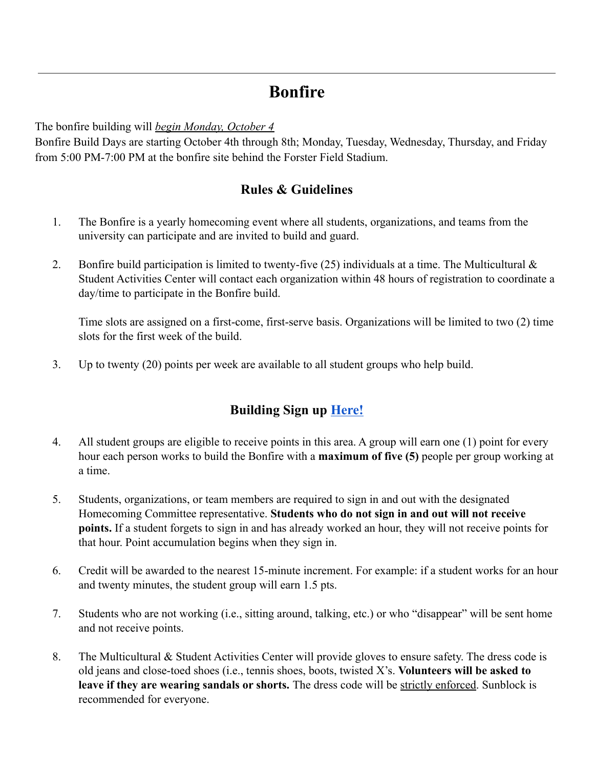---

# Bonfire

The bonfire building will *begin Monday, October 4*
Bonfire Build Days are starting October 4th through 8th; Monday, Tuesday, Wednesday, Thursday, and Friday from 5:00 PM-7:00 PM at the bonfire site behind the Forster Field Stadium.

## Rules & Guidelines

1. The Bonfire is a yearly homecoming event where all students, organizations, and teams from the university can participate and are invited to build and guard.

2. Bonfire build participation is limited to twenty-five (25) individuals at a time. The Multicultural & Student Activities Center will contact each organization within 48 hours of registration to coordinate a day/time to participate in the Bonfire build.

   Time slots are assigned on a first-come, first-serve basis. Organizations will be limited to two (2) time slots for the first week of the build.

3. Up to twenty (20) points per week are available to all student groups who help build.

## Building Sign up Here!

4. All student groups are eligible to receive points in this area. A group will earn one (1) point for every hour each person works to build the Bonfire with a **maximum of five (5)** people per group working at a time.

5. Students, organizations, or team members are required to sign in and out with the designated Homecoming Committee representative. **Students who do not sign in and out will not receive points.** If a student forgets to sign in and has already worked an hour, they will not receive points for that hour. Point accumulation begins when they sign in.

6. Credit will be awarded to the nearest 15-minute increment. For example: if a student works for an hour and twenty minutes, the student group will earn 1.5 pts.

7. Students who are not working (i.e., sitting around, talking, etc.) or who "disappear" will be sent home and not receive points.

8. The Multicultural & Student Activities Center will provide gloves to ensure safety. The dress code is old jeans and close-toed shoes (i.e., tennis shoes, boots, twisted X's. **Volunteers will be asked to leave if they are wearing sandals or shorts.** The dress code will be strictly enforced. Sunblock is recommended for everyone.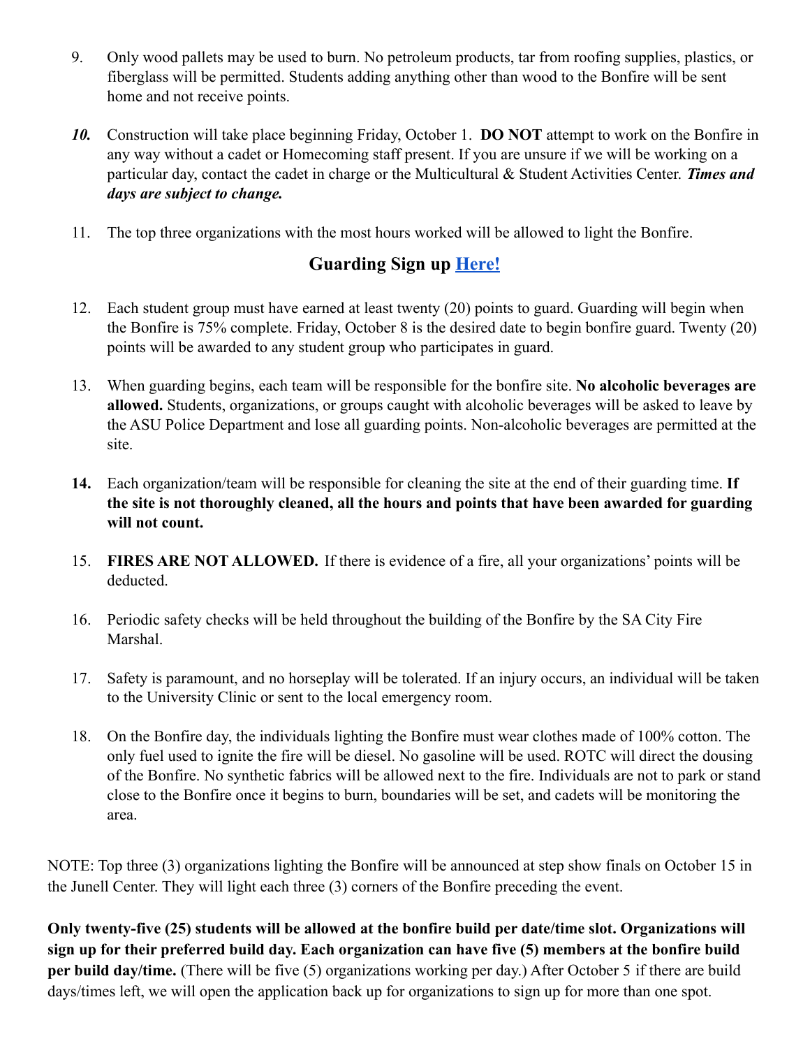9. Only wood pallets may be used to burn. No petroleum products, tar from roofing supplies, plastics, or fiberglass will be permitted. Students adding anything other than wood to the Bonfire will be sent home and not receive points.

***10.*** Construction will take place beginning Friday, October 1. **DO NOT** attempt to work on the Bonfire in any way without a cadet or Homecoming staff present. If you are unsure if we will be working on a particular day, contact the cadet in charge or the Multicultural & Student Activities Center. ***Times and days are subject to change.***

11. The top three organizations with the most hours worked will be allowed to light the Bonfire.

## Guarding Sign up Here!

12. Each student group must have earned at least twenty (20) points to guard. Guarding will begin when the Bonfire is 75% complete. Friday, October 8 is the desired date to begin bonfire guard. Twenty (20) points will be awarded to any student group who participates in guard.

13. When guarding begins, each team will be responsible for the bonfire site. **No alcoholic beverages are allowed.** Students, organizations, or groups caught with alcoholic beverages will be asked to leave by the ASU Police Department and lose all guarding points. Non-alcoholic beverages are permitted at the site.

**14.** Each organization/team will be responsible for cleaning the site at the end of their guarding time. **If the site is not thoroughly cleaned, all the hours and points that have been awarded for guarding will not count.**

15. **FIRES ARE NOT ALLOWED.** If there is evidence of a fire, all your organizations' points will be deducted.

16. Periodic safety checks will be held throughout the building of the Bonfire by the SA City Fire Marshal.

17. Safety is paramount, and no horseplay will be tolerated. If an injury occurs, an individual will be taken to the University Clinic or sent to the local emergency room.

18. On the Bonfire day, the individuals lighting the Bonfire must wear clothes made of 100% cotton. The only fuel used to ignite the fire will be diesel. No gasoline will be used. ROTC will direct the dousing of the Bonfire. No synthetic fabrics will be allowed next to the fire. Individuals are not to park or stand close to the Bonfire once it begins to burn, boundaries will be set, and cadets will be monitoring the area.

NOTE: Top three (3) organizations lighting the Bonfire will be announced at step show finals on October 15 in the Junell Center. They will light each three (3) corners of the Bonfire preceding the event.

**Only twenty-five (25) students will be allowed at the bonfire build per date/time slot. Organizations will sign up for their preferred build day. Each organization can have five (5) members at the bonfire build per build day/time.** (There will be five (5) organizations working per day.) After October 5 if there are build days/times left, we will open the application back up for organizations to sign up for more than one spot.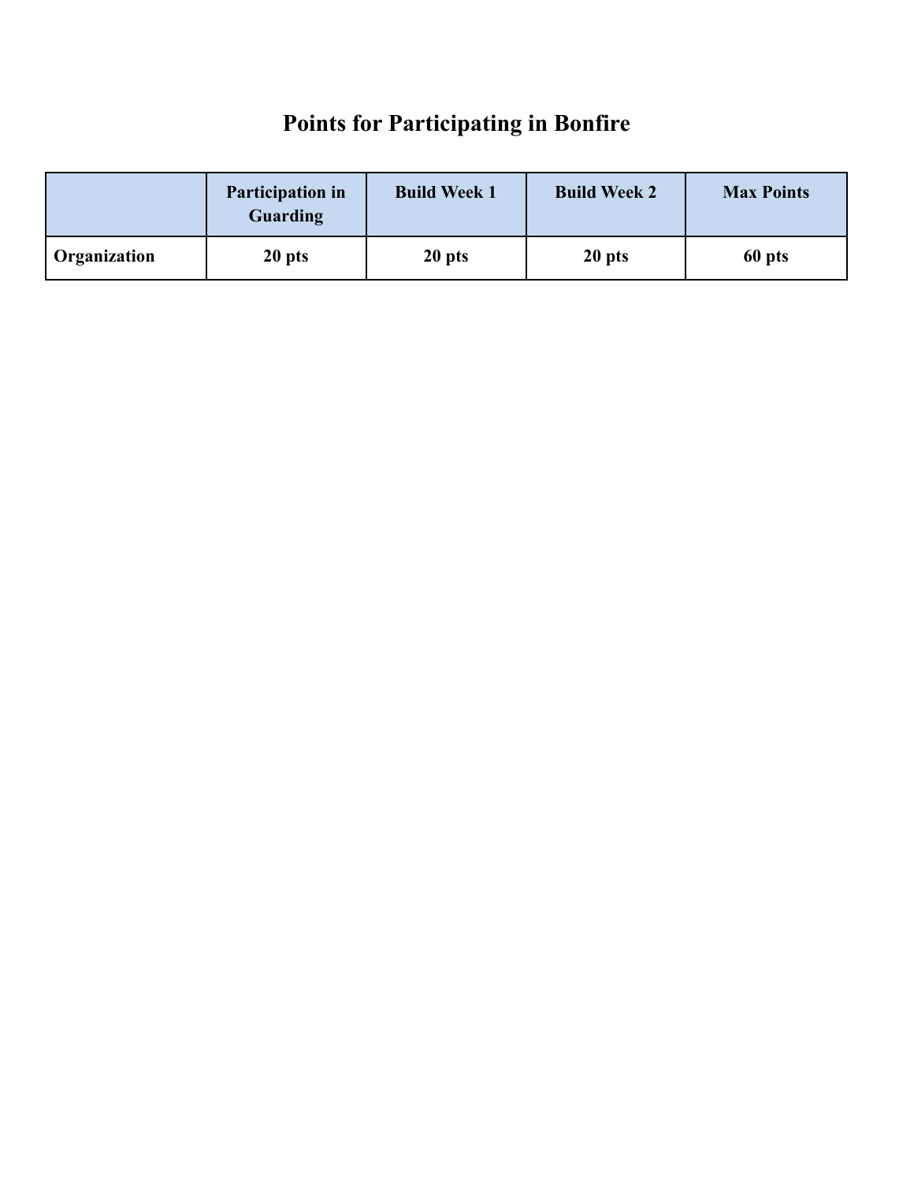# Points for Participating in Bonfire

| | Participation in Guarding | Build Week 1 | Build Week 2 | Max Points |
|---|---|---|---|---|
| **Organization** | **20 pts** | **20 pts** | **20 pts** | **60 pts** |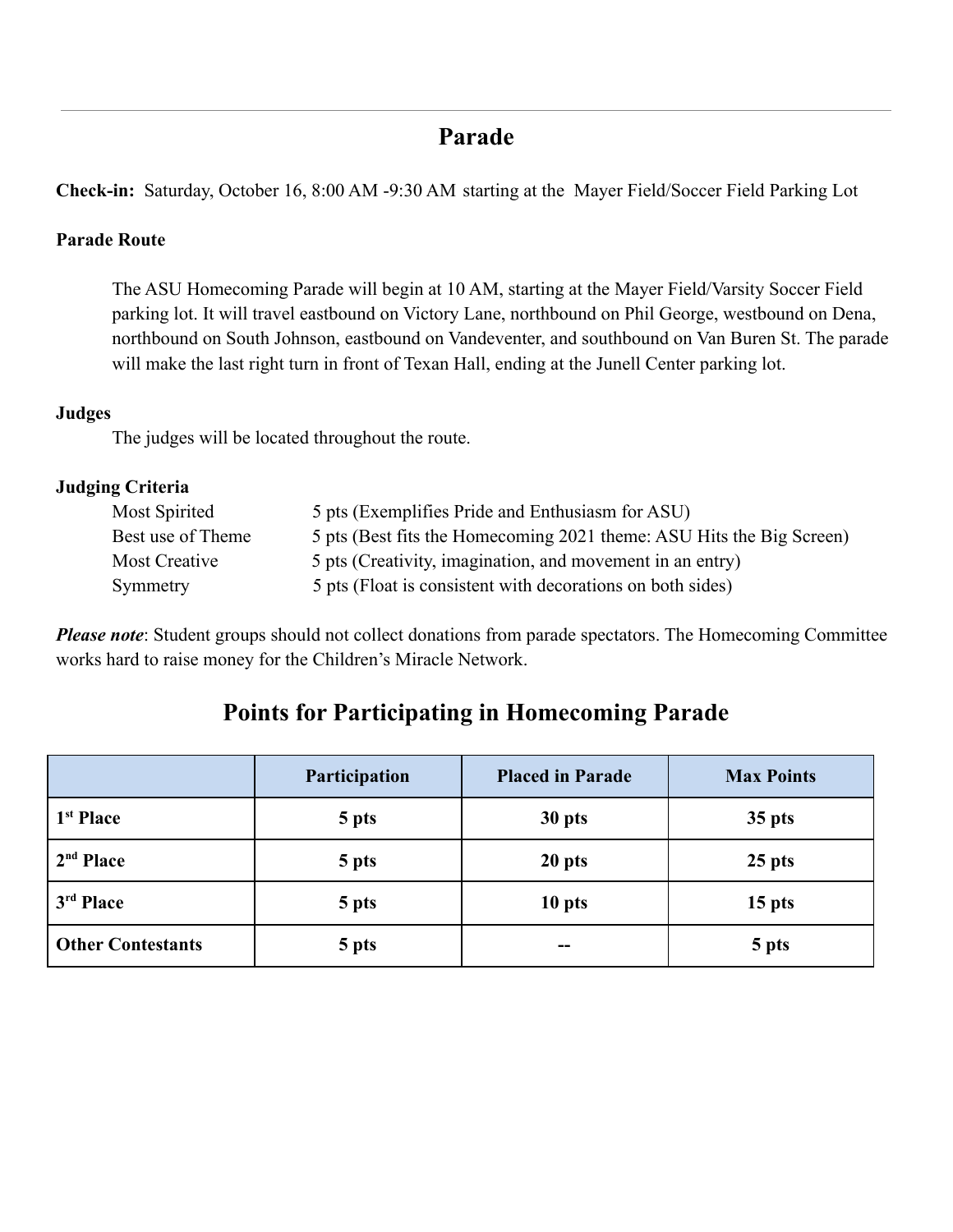## Parade

**Check-in:** Saturday, October 16, 8:00 AM -9:30 AM starting at the Mayer Field/Soccer Field Parking Lot

**Parade Route**

The ASU Homecoming Parade will begin at 10 AM, starting at the Mayer Field/Varsity Soccer Field parking lot. It will travel eastbound on Victory Lane, northbound on Phil George, westbound on Dena, northbound on South Johnson, eastbound on Vandeventer, and southbound on Van Buren St. The parade will make the last right turn in front of Texan Hall, ending at the Junell Center parking lot.

**Judges**

The judges will be located throughout the route.

**Judging Criteria**

- Most Spirited — 5 pts (Exemplifies Pride and Enthusiasm for ASU)
- Best use of Theme — 5 pts (Best fits the Homecoming 2021 theme: ASU Hits the Big Screen)
- Most Creative — 5 pts (Creativity, imagination, and movement in an entry)
- Symmetry — 5 pts (Float is consistent with decorations on both sides)

***Please note***: Student groups should not collect donations from parade spectators. The Homecoming Committee works hard to raise money for the Children's Miracle Network.

## Points for Participating in Homecoming Parade

| | Participation | Placed in Parade | Max Points |
|---|---|---|---|
| **1st Place** | **5 pts** | **30 pts** | **35 pts** |
| **2nd Place** | **5 pts** | **20 pts** | **25 pts** |
| **3rd Place** | **5 pts** | **10 pts** | **15 pts** |
| **Other Contestants** | **5 pts** | **--** | **5 pts** |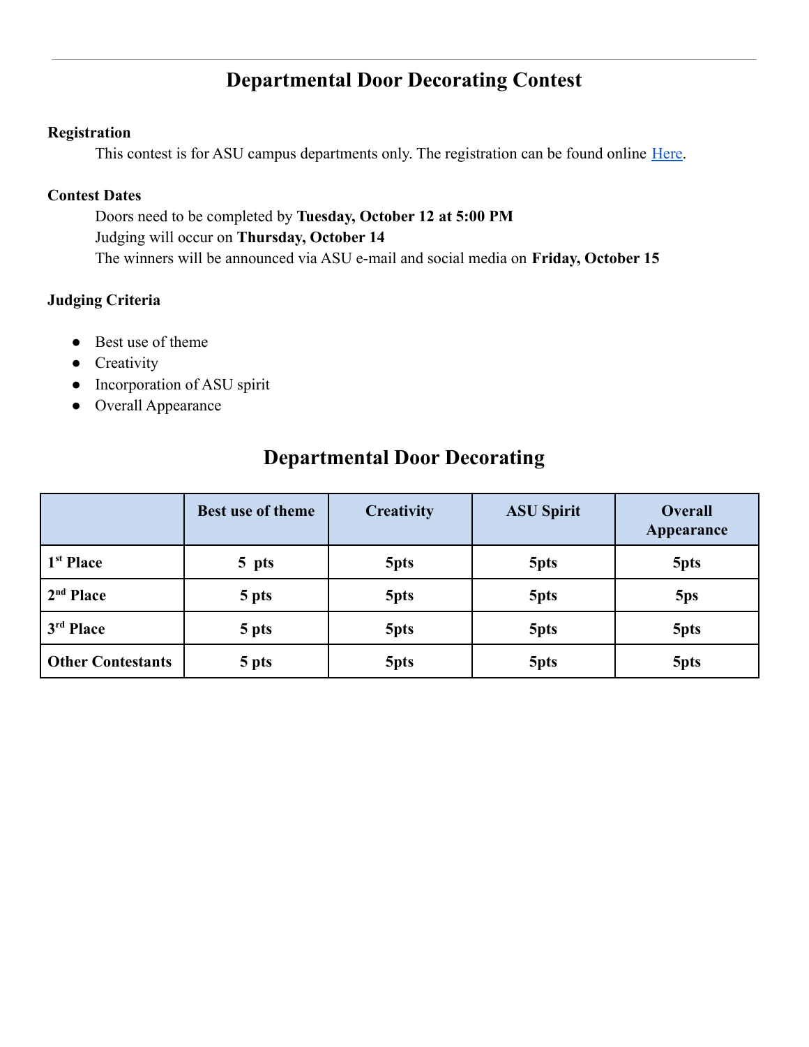# Departmental Door Decorating Contest

**Registration**

This contest is for ASU campus departments only. The registration can be found online [Here](#).

**Contest Dates**

Doors need to be completed by **Tuesday, October 12 at 5:00 PM**
Judging will occur on **Thursday, October 14**
The winners will be announced via ASU e-mail and social media on **Friday, October 15**

**Judging Criteria**

- Best use of theme
- Creativity
- Incorporation of ASU spirit
- Overall Appearance

## Departmental Door Decorating

| | Best use of theme | Creativity | ASU Spirit | Overall Appearance |
|---|---|---|---|---|
| **1st Place** | **5 pts** | **5pts** | **5pts** | **5pts** |
| **2nd Place** | **5 pts** | **5pts** | **5pts** | **5ps** |
| **3rd Place** | **5 pts** | **5pts** | **5pts** | **5pts** |
| **Other Contestants** | **5 pts** | **5pts** | **5pts** | **5pts** |